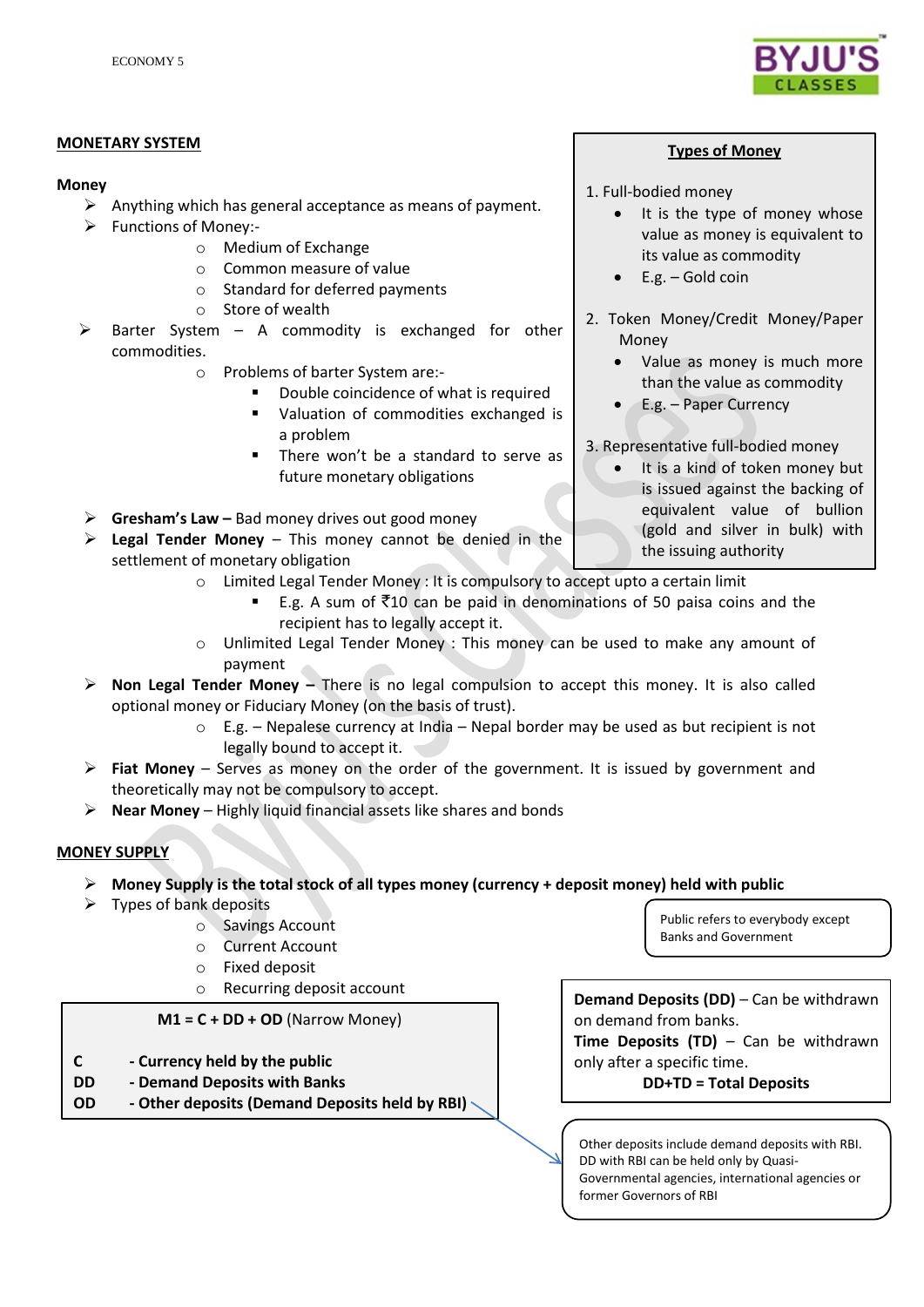## MONETARY SYSTEM

### Money

- Anything which has general acceptance as means of payment.
- Functions of Money:-
  - Medium of Exchange
  - Common measure of value
  - Standard for deferred payments
  - Store of wealth
- Barter System – A commodity is exchanged for other commodities.
  - Problems of barter System are:-
    - Double coincidence of what is required
    - Valuation of commodities exchanged is a problem
    - There won't be a standard to serve as future monetary obligations
- **Gresham's Law –** Bad money drives out good money
- **Legal Tender Money** – This money cannot be denied in the settlement of monetary obligation
  - Limited Legal Tender Money : It is compulsory to accept upto a certain limit
    - E.g. A sum of ₹10 can be paid in denominations of 50 paisa coins and the recipient has to legally accept it.
  - Unlimited Legal Tender Money : This money can be used to make any amount of payment
- **Non Legal Tender Money –** There is no legal compulsion to accept this money. It is also called optional money or Fiduciary Money (on the basis of trust).
  - E.g. – Nepalese currency at India – Nepal border may be used as but recipient is not legally bound to accept it.
- **Fiat Money** – Serves as money on the order of the government. It is issued by government and theoretically may not be compulsory to accept.
- **Near Money** – Highly liquid financial assets like shares and bonds

#### Types of Money

1. Full-bodied money
   - It is the type of money whose value as money is equivalent to its value as commodity
   - E.g. – Gold coin
2. Token Money/Credit Money/Paper Money
   - Value as money is much more than the value as commodity
   - E.g. – Paper Currency
3. Representative full-bodied money
   - It is a kind of token money but is issued against the backing of equivalent value of bullion (gold and silver in bulk) with the issuing authority

## MONEY SUPPLY

- **Money Supply is the total stock of all types money (currency + deposit money) held with public**
- Types of bank deposits
  - Savings Account
  - Current Account
  - Fixed deposit
  - Recurring deposit account

Public refers to everybody except Banks and Government

**M1 = C + DD + OD** (Narrow Money)

| | |
|---|---|
| **C** | **- Currency held by the public** |
| **DD** | **- Demand Deposits with Banks** |
| **OD** | **- Other deposits (Demand Deposits held by RBI)** |

Other deposits include demand deposits with RBI. DD with RBI can be held only by Quasi-Governmental agencies, international agencies or former Governors of RBI

**Demand Deposits (DD)** – Can be withdrawn on demand from banks.
**Time Deposits (TD)** – Can be withdrawn only after a specific time.

**DD+TD = Total Deposits**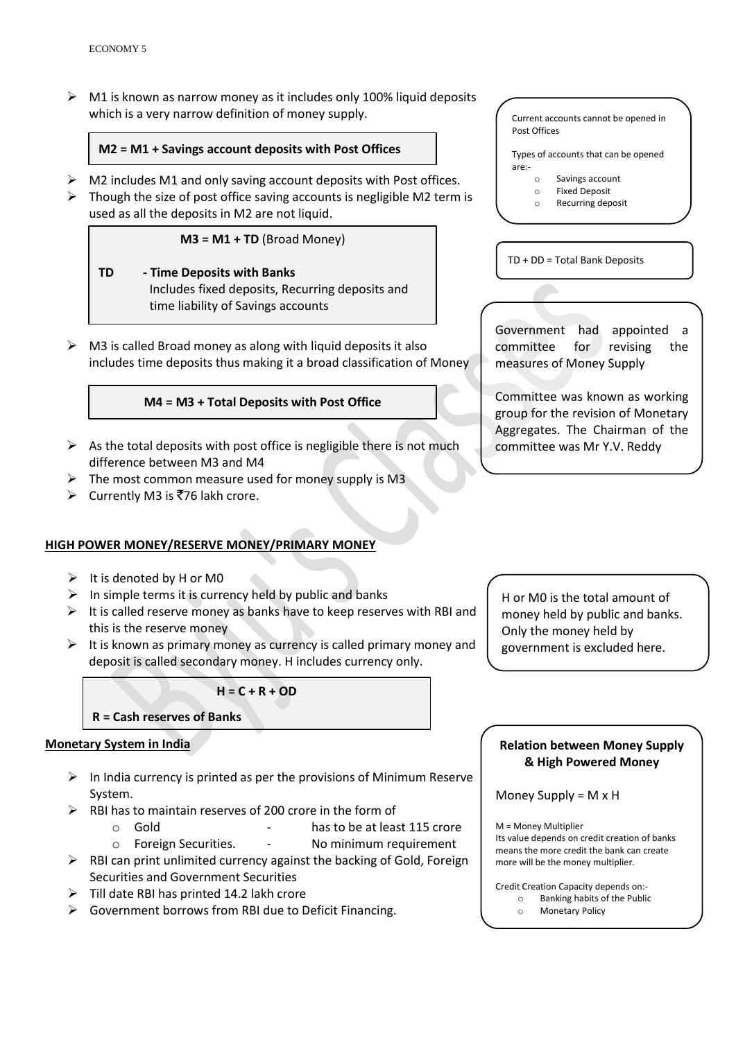- M1 is known as narrow money as it includes only 100% liquid deposits which is a very narrow definition of money supply.

**M2 = M1 + Savings account deposits with Post Offices**

- M2 includes M1 and only saving account deposits with Post offices.
- Though the size of post office saving accounts is negligible M2 term is used as all the deposits in M2 are not liquid.

**M3 = M1 + TD** (Broad Money)

**TD - Time Deposits with Banks**
Includes fixed deposits, Recurring deposits and time liability of Savings accounts

- M3 is called Broad money as along with liquid deposits it also includes time deposits thus making it a broad classification of Money

**M4 = M3 + Total Deposits with Post Office**

- As the total deposits with post office is negligible there is not much difference between M3 and M4
- The most common measure used for money supply is M3
- Currently M3 is ₹76 lakh crore.

Current accounts cannot be opened in Post Offices

Types of accounts that can be opened are:-
- Savings account
- Fixed Deposit
- Recurring deposit

TD + DD = Total Bank Deposits

Government had appointed a committee for revising the measures of Money Supply

Committee was known as working group for the revision of Monetary Aggregates. The Chairman of the committee was Mr Y.V. Reddy

## HIGH POWER MONEY/RESERVE MONEY/PRIMARY MONEY

- It is denoted by H or M0
- In simple terms it is currency held by public and banks
- It is called reserve money as banks have to keep reserves with RBI and this is the reserve money
- It is known as primary money as currency is called primary money and deposit is called secondary money. H includes currency only.

**H = C + R + OD**

**R = Cash reserves of Banks**

H or M0 is the total amount of money held by public and banks. Only the money held by government is excluded here.

## Monetary System in India

- In India currency is printed as per the provisions of Minimum Reserve System.
- RBI has to maintain reserves of 200 crore in the form of
  - Gold - has to be at least 115 crore
  - Foreign Securities. - No minimum requirement
- RBI can print unlimited currency against the backing of Gold, Foreign Securities and Government Securities
- Till date RBI has printed 14.2 lakh crore
- Government borrows from RBI due to Deficit Financing.

**Relation between Money Supply & High Powered Money**

Money Supply = M x H

M = Money Multiplier
Its value depends on credit creation of banks means the more credit the bank can create more will be the money multiplier.

Credit Creation Capacity depends on:-
- Banking habits of the Public
- Monetary Policy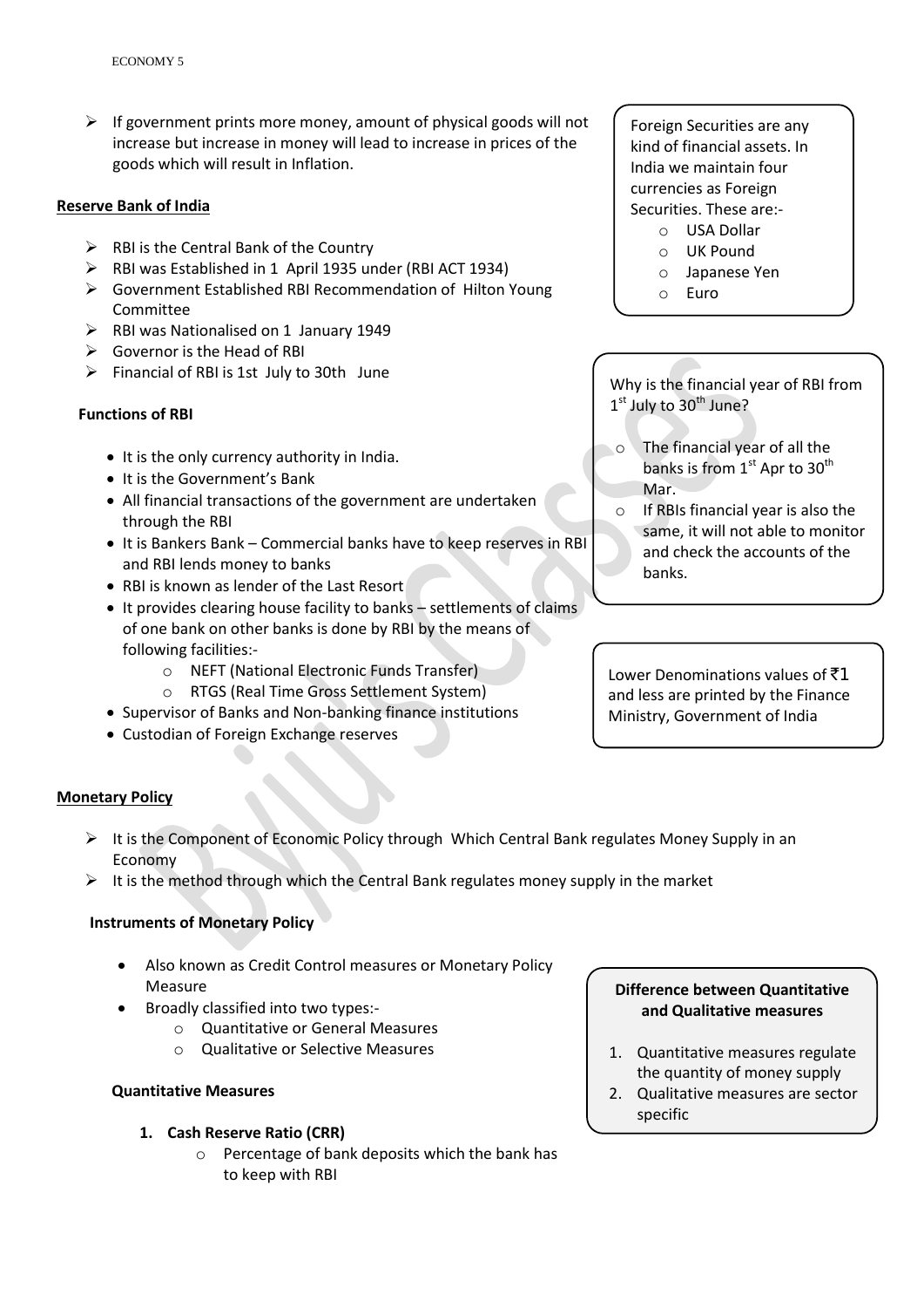- If government prints more money, amount of physical goods will not increase but increase in money will lead to increase in prices of the goods which will result in Inflation.

## Reserve Bank of India

- RBI is the Central Bank of the Country
- RBI was Established in 1 April 1935 under (RBI ACT 1934)
- Government Established RBI Recommendation of Hilton Young Committee
- RBI was Nationalised on 1 January 1949
- Governor is the Head of RBI
- Financial of RBI is 1st July to 30th June

### Functions of RBI

- It is the only currency authority in India.
- It is the Government's Bank
- All financial transactions of the government are undertaken through the RBI
- It is Bankers Bank – Commercial banks have to keep reserves in RBI and RBI lends money to banks
- RBI is known as lender of the Last Resort
- It provides clearing house facility to banks – settlements of claims of one bank on other banks is done by RBI by the means of following facilities:-
  - NEFT (National Electronic Funds Transfer)
  - RTGS (Real Time Gross Settlement System)
- Supervisor of Banks and Non-banking finance institutions
- Custodian of Foreign Exchange reserves

Foreign Securities are any kind of financial assets. In India we maintain four currencies as Foreign Securities. These are:-
- USA Dollar
- UK Pound
- Japanese Yen
- Euro

Why is the financial year of RBI from 1st July to 30th June?
- The financial year of all the banks is from 1st Apr to 30th Mar.
- If RBIs financial year is also the same, it will not able to monitor and check the accounts of the banks.

Lower Denominations values of ₹1 and less are printed by the Finance Ministry, Government of India

## Monetary Policy

- It is the Component of Economic Policy through Which Central Bank regulates Money Supply in an Economy
- It is the method through which the Central Bank regulates money supply in the market

### Instruments of Monetary Policy

- Also known as Credit Control measures or Monetary Policy Measure
- Broadly classified into two types:-
  - Quantitative or General Measures
  - Qualitative or Selective Measures

**Difference between Quantitative and Qualitative measures**

1. Quantitative measures regulate the quantity of money supply
2. Qualitative measures are sector specific

#### Quantitative Measures

1. **Cash Reserve Ratio (CRR)**
   - Percentage of bank deposits which the bank has to keep with RBI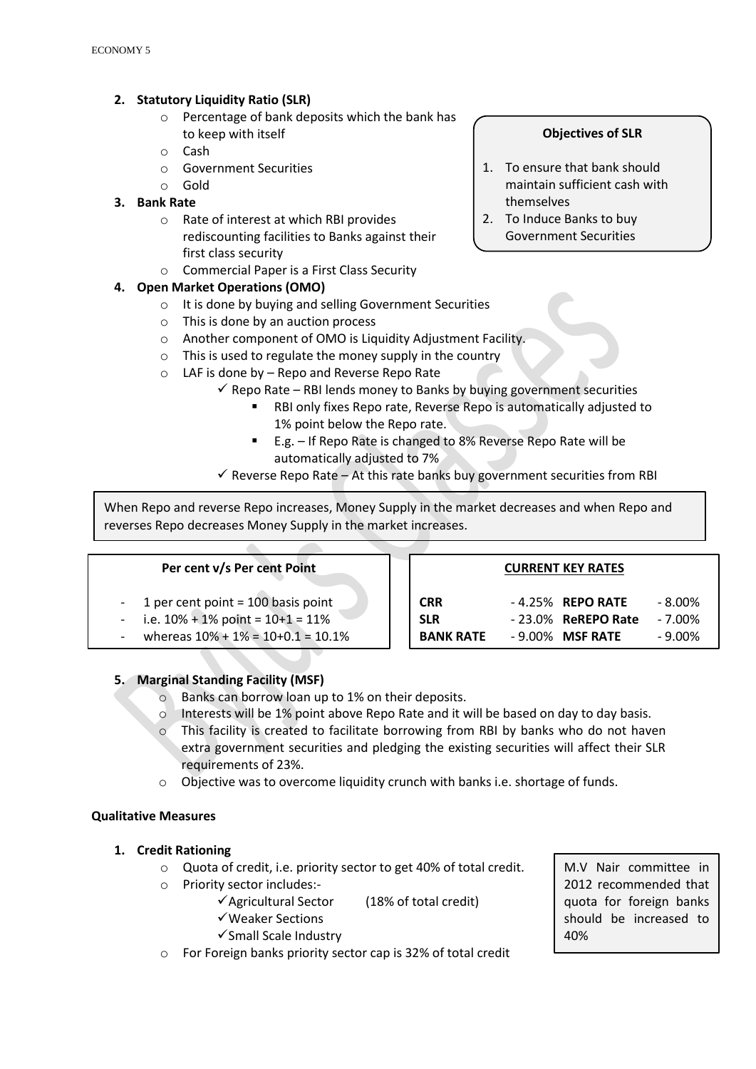2. **Statutory Liquidity Ratio (SLR)**
    - Percentage of bank deposits which the bank has to keep with itself
    - Cash
    - Government Securities
    - Gold

**Objectives of SLR**

1. To ensure that bank should maintain sufficient cash with themselves
2. To Induce Banks to buy Government Securities

3. **Bank Rate**
    - Rate of interest at which RBI provides rediscounting facilities to Banks against their first class security
    - Commercial Paper is a First Class Security
4. **Open Market Operations (OMO)**
    - It is done by buying and selling Government Securities
    - This is done by an auction process
    - Another component of OMO is Liquidity Adjustment Facility.
    - This is used to regulate the money supply in the country
    - LAF is done by – Repo and Reverse Repo Rate
        - ✓ Repo Rate – RBI lends money to Banks by buying government securities
            - RBI only fixes Repo rate, Reverse Repo is automatically adjusted to 1% point below the Repo rate.
            - E.g. – If Repo Rate is changed to 8% Reverse Repo Rate will be automatically adjusted to 7%
        - ✓ Reverse Repo Rate – At this rate banks buy government securities from RBI

When Repo and reverse Repo increases, Money Supply in the market decreases and when Repo and reverses Repo decreases Money Supply in the market increases.

**Per cent v/s Per cent Point**

- 1 per cent point = 100 basis point
- i.e. 10% + 1% point = 10+1 = 11%
- whereas 10% + 1% = 10+0.1 = 10.1%

**CURRENT KEY RATES**

| | | | |
|---|---|---|---|
| **CRR** | - 4.25% | **REPO RATE** | - 8.00% |
| **SLR** | - 23.0% | **ReREPO Rate** | - 7.00% |
| **BANK RATE** | - 9.00% | **MSF RATE** | - 9.00% |

5. **Marginal Standing Facility (MSF)**
    - Banks can borrow loan up to 1% on their deposits.
    - Interests will be 1% point above Repo Rate and it will be based on day to day basis.
    - This facility is created to facilitate borrowing from RBI by banks who do not haven extra government securities and pledging the existing securities will affect their SLR requirements of 23%.
    - Objective was to overcome liquidity crunch with banks i.e. shortage of funds.

**Qualitative Measures**

1. **Credit Rationing**
    - Quota of credit, i.e. priority sector to get 40% of total credit.
    - Priority sector includes:-
        - ✓ Agricultural Sector (18% of total credit)
        - ✓ Weaker Sections
        - ✓ Small Scale Industry
    - For Foreign banks priority sector cap is 32% of total credit

M.V Nair committee in 2012 recommended that quota for foreign banks should be increased to 40%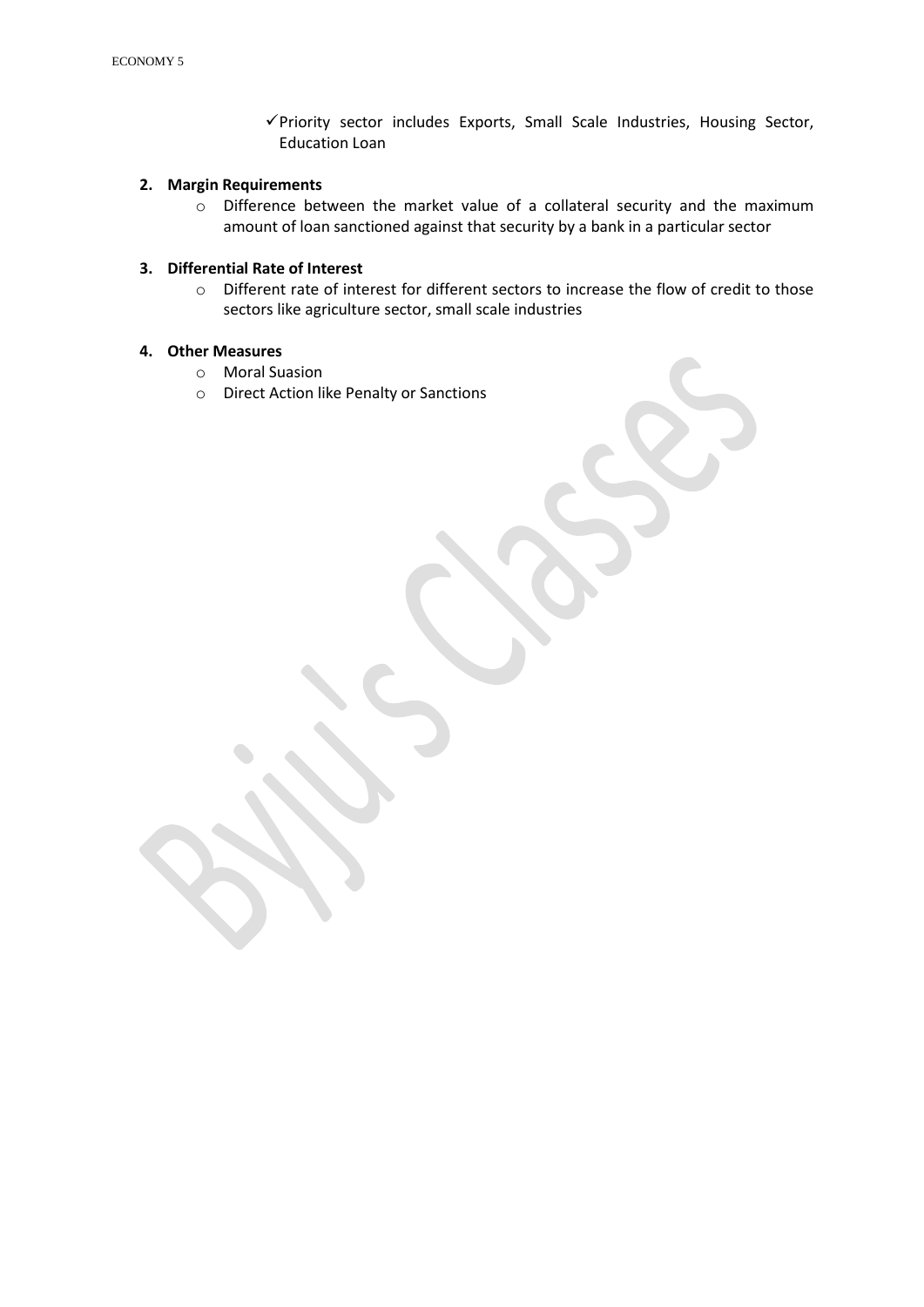- ✓ Priority sector includes Exports, Small Scale Industries, Housing Sector, Education Loan

2. **Margin Requirements**
    - Difference between the market value of a collateral security and the maximum amount of loan sanctioned against that security by a bank in a particular sector

3. **Differential Rate of Interest**
    - Different rate of interest for different sectors to increase the flow of credit to those sectors like agriculture sector, small scale industries

4. **Other Measures**
    - Moral Suasion
    - Direct Action like Penalty or Sanctions